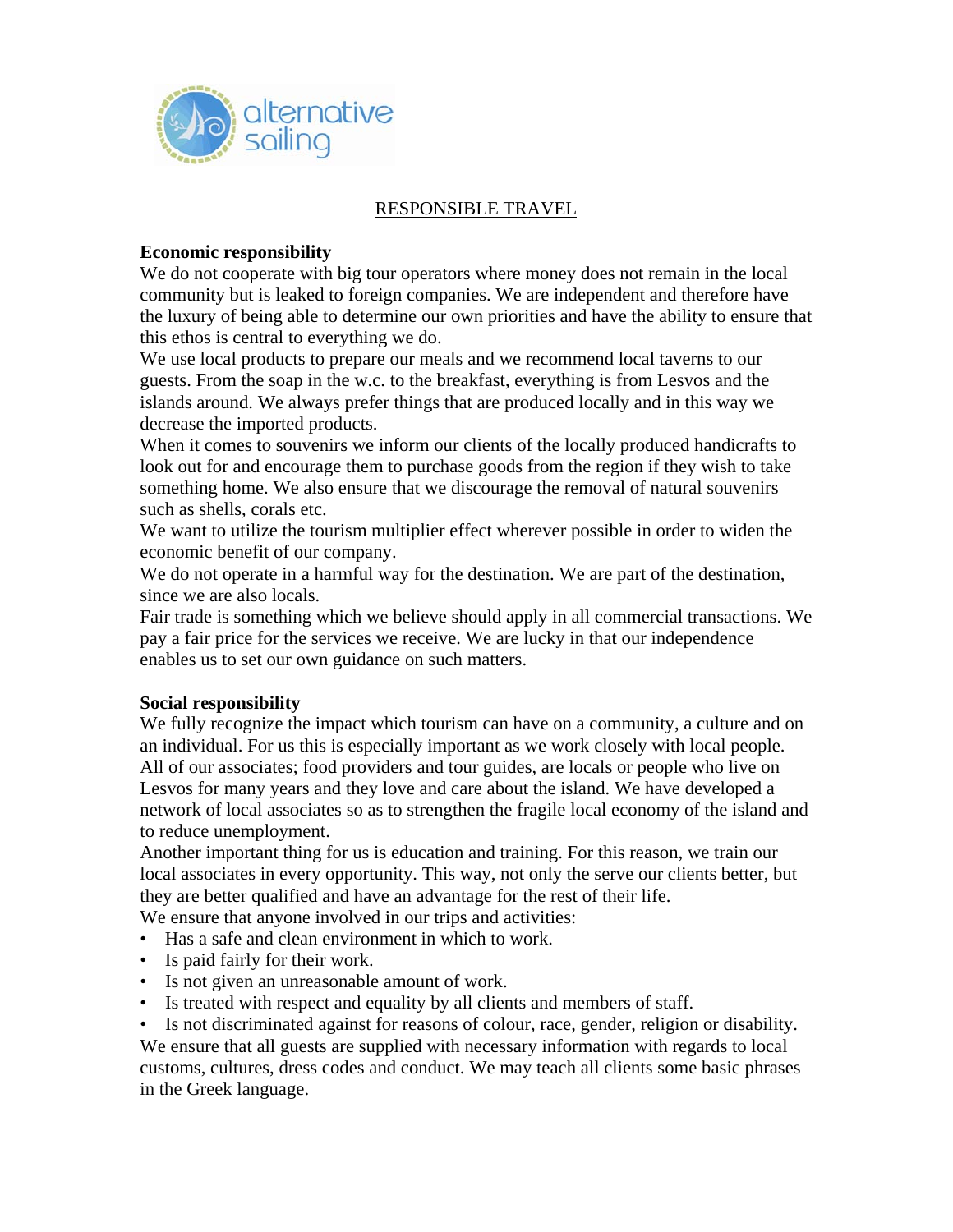alternative sailing

# RESPONSIBLE TRAVEL

**Economic responsibility**

We do not cooperate with big tour operators where money does not remain in the local community but is leaked to foreign companies. We are independent and therefore have the luxury of being able to determine our own priorities and have the ability to ensure that this ethos is central to everything we do.

We use local products to prepare our meals and we recommend local taverns to our guests. From the soap in the w.c. to the breakfast, everything is from Lesvos and the islands around. We always prefer things that are produced locally and in this way we decrease the imported products.

When it comes to souvenirs we inform our clients of the locally produced handicrafts to look out for and encourage them to purchase goods from the region if they wish to take something home. We also ensure that we discourage the removal of natural souvenirs such as shells, corals etc.

We want to utilize the tourism multiplier effect wherever possible in order to widen the economic benefit of our company.

We do not operate in a harmful way for the destination. We are part of the destination, since we are also locals.

Fair trade is something which we believe should apply in all commercial transactions. We pay a fair price for the services we receive. We are lucky in that our independence enables us to set our own guidance on such matters.

**Social responsibility**

We fully recognize the impact which tourism can have on a community, a culture and on an individual. For us this is especially important as we work closely with local people. All of our associates; food providers and tour guides, are locals or people who live on Lesvos for many years and they love and care about the island. We have developed a network of local associates so as to strengthen the fragile local economy of the island and to reduce unemployment.

Another important thing for us is education and training. For this reason, we train our local associates in every opportunity. This way, not only the serve our clients better, but they are better qualified and have an advantage for the rest of their life.

We ensure that anyone involved in our trips and activities:

- Has a safe and clean environment in which to work.
- Is paid fairly for their work.
- Is not given an unreasonable amount of work.
- Is treated with respect and equality by all clients and members of staff.
- Is not discriminated against for reasons of colour, race, gender, religion or disability.

We ensure that all guests are supplied with necessary information with regards to local customs, cultures, dress codes and conduct. We may teach all clients some basic phrases in the Greek language.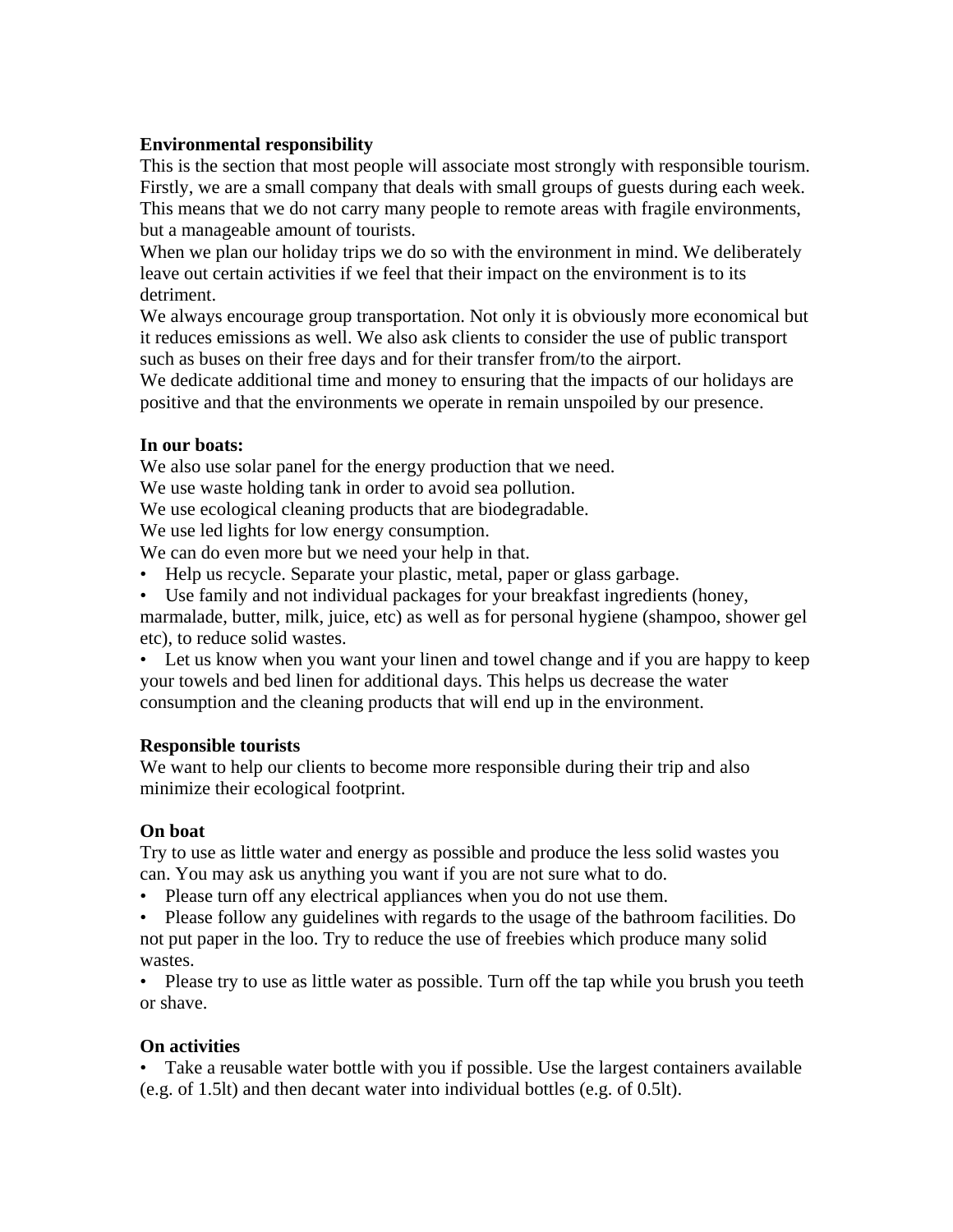**Environmental responsibility**

This is the section that most people will associate most strongly with responsible tourism. Firstly, we are a small company that deals with small groups of guests during each week. This means that we do not carry many people to remote areas with fragile environments, but a manageable amount of tourists.

When we plan our holiday trips we do so with the environment in mind. We deliberately leave out certain activities if we feel that their impact on the environment is to its detriment.

We always encourage group transportation. Not only it is obviously more economical but it reduces emissions as well. We also ask clients to consider the use of public transport such as buses on their free days and for their transfer from/to the airport.

We dedicate additional time and money to ensuring that the impacts of our holidays are positive and that the environments we operate in remain unspoiled by our presence.

**In our boats:**

We also use solar panel for the energy production that we need.

We use waste holding tank in order to avoid sea pollution.

We use ecological cleaning products that are biodegradable.

We use led lights for low energy consumption.

We can do even more but we need your help in that.

- Help us recycle. Separate your plastic, metal, paper or glass garbage.
- Use family and not individual packages for your breakfast ingredients (honey, marmalade, butter, milk, juice, etc) as well as for personal hygiene (shampoo, shower gel etc), to reduce solid wastes.
- Let us know when you want your linen and towel change and if you are happy to keep your towels and bed linen for additional days. This helps us decrease the water consumption and the cleaning products that will end up in the environment.

**Responsible tourists**

We want to help our clients to become more responsible during their trip and also minimize their ecological footprint.

**On boat**

Try to use as little water and energy as possible and produce the less solid wastes you can. You may ask us anything you want if you are not sure what to do.

- Please turn off any electrical appliances when you do not use them.
- Please follow any guidelines with regards to the usage of the bathroom facilities. Do not put paper in the loo. Try to reduce the use of freebies which produce many solid wastes.
- Please try to use as little water as possible. Turn off the tap while you brush you teeth or shave.

**On activities**

- Take a reusable water bottle with you if possible. Use the largest containers available (e.g. of 1.5lt) and then decant water into individual bottles (e.g. of 0.5lt).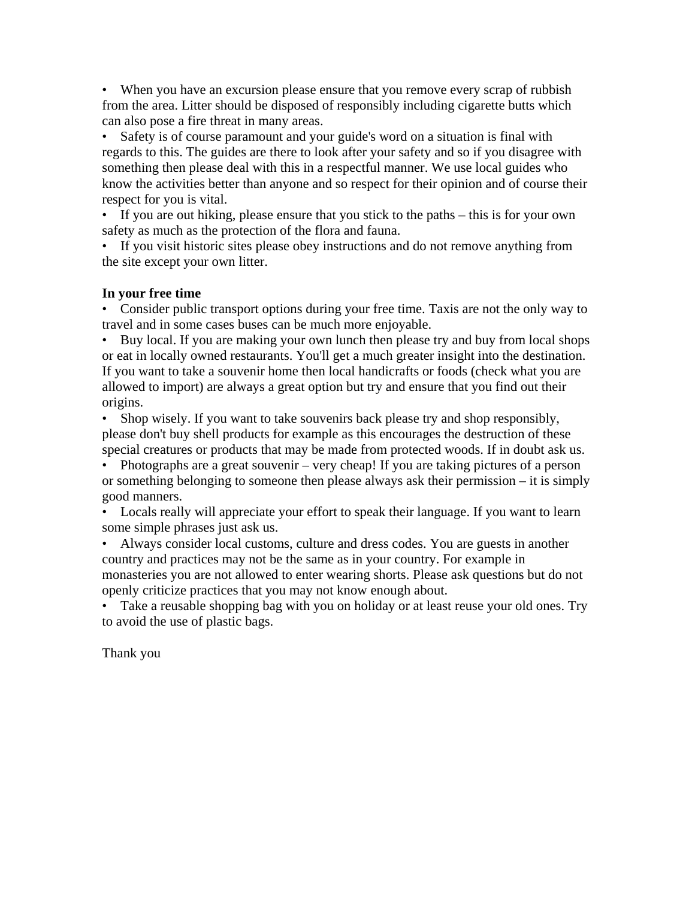- When you have an excursion please ensure that you remove every scrap of rubbish from the area. Litter should be disposed of responsibly including cigarette butts which can also pose a fire threat in many areas.
- Safety is of course paramount and your guide's word on a situation is final with regards to this. The guides are there to look after your safety and so if you disagree with something then please deal with this in a respectful manner. We use local guides who know the activities better than anyone and so respect for their opinion and of course their respect for you is vital.
- If you are out hiking, please ensure that you stick to the paths – this is for your own safety as much as the protection of the flora and fauna.
- If you visit historic sites please obey instructions and do not remove anything from the site except your own litter.

**In your free time**

- Consider public transport options during your free time. Taxis are not the only way to travel and in some cases buses can be much more enjoyable.
- Buy local. If you are making your own lunch then please try and buy from local shops or eat in locally owned restaurants. You'll get a much greater insight into the destination. If you want to take a souvenir home then local handicrafts or foods (check what you are allowed to import) are always a great option but try and ensure that you find out their origins.
- Shop wisely. If you want to take souvenirs back please try and shop responsibly, please don't buy shell products for example as this encourages the destruction of these special creatures or products that may be made from protected woods. If in doubt ask us.
- Photographs are a great souvenir – very cheap! If you are taking pictures of a person or something belonging to someone then please always ask their permission – it is simply good manners.
- Locals really will appreciate your effort to speak their language. If you want to learn some simple phrases just ask us.
- Always consider local customs, culture and dress codes. You are guests in another country and practices may not be the same as in your country. For example in monasteries you are not allowed to enter wearing shorts. Please ask questions but do not openly criticize practices that you may not know enough about.
- Take a reusable shopping bag with you on holiday or at least reuse your old ones. Try to avoid the use of plastic bags.

Thank you